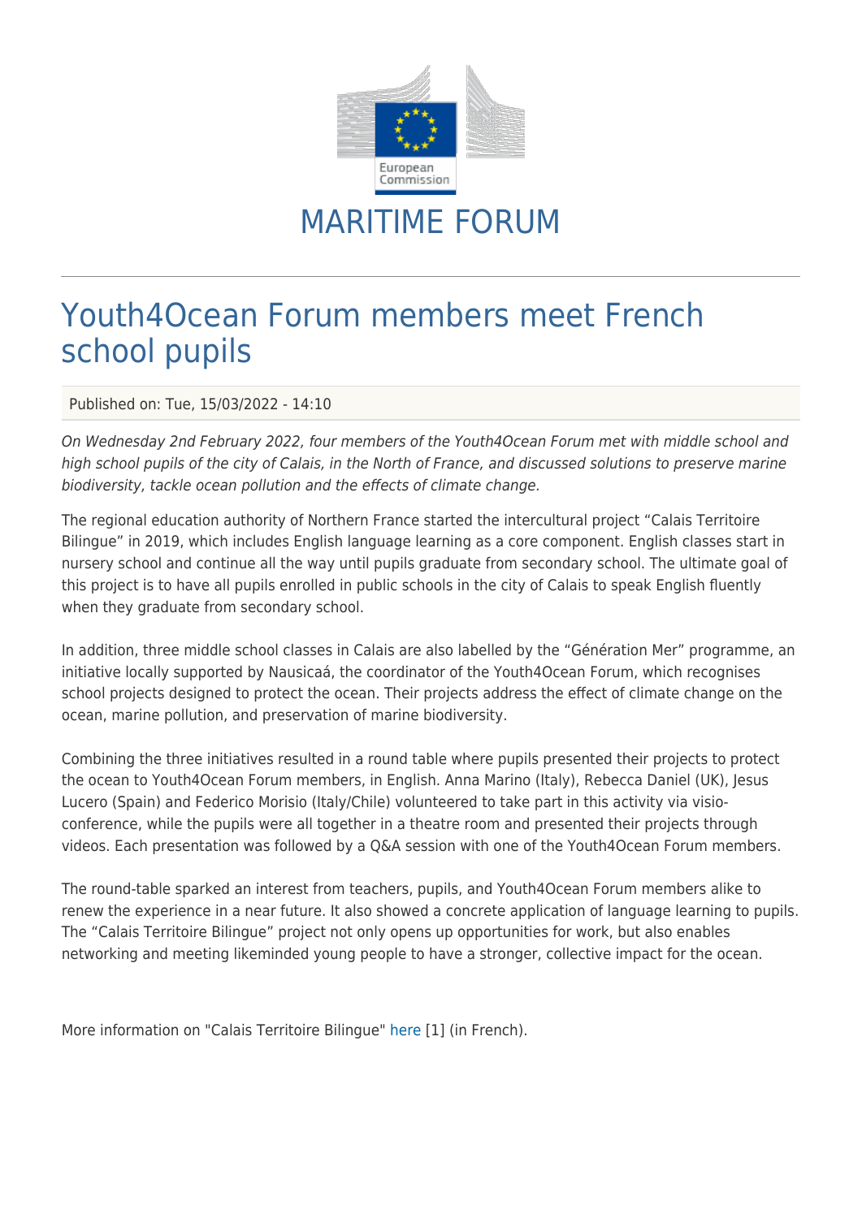# MARITIME FORUM

## Youth4Ocean Forum members meet French school pupils

Published on: Tue, 15/03/2022 - 14:10

*On Wednesday 2nd February 2022, four members of the Youth4Ocean Forum met with middle school and high school pupils of the city of Calais, in the North of France, and discussed solutions to preserve marine biodiversity, tackle ocean pollution and the effects of climate change.*

The regional education authority of Northern France started the intercultural project “Calais Territoire Bilingue” in 2019, which includes English language learning as a core component. English classes start in nursery school and continue all the way until pupils graduate from secondary school. The ultimate goal of this project is to have all pupils enrolled in public schools in the city of Calais to speak English fluently when they graduate from secondary school.

In addition, three middle school classes in Calais are also labelled by the “Génération Mer” programme, an initiative locally supported by Nausicaá, the coordinator of the Youth4Ocean Forum, which recognises school projects designed to protect the ocean. Their projects address the effect of climate change on the ocean, marine pollution, and preservation of marine biodiversity.

Combining the three initiatives resulted in a round table where pupils presented their projects to protect the ocean to Youth4Ocean Forum members, in English. Anna Marino (Italy), Rebecca Daniel (UK), Jesus Lucero (Spain) and Federico Morisio (Italy/Chile) volunteered to take part in this activity via visio-conference, while the pupils were all together in a theatre room and presented their projects through videos. Each presentation was followed by a Q&A session with one of the Youth4Ocean Forum members.

The round-table sparked an interest from teachers, pupils, and Youth4Ocean Forum members alike to renew the experience in a near future. It also showed a concrete application of language learning to pupils. The “Calais Territoire Bilingue” project not only opens up opportunities for work, but also enables networking and meeting likeminded young people to have a stronger, collective impact for the ocean.

More information on "Calais Territoire Bilingue" here [1] (in French).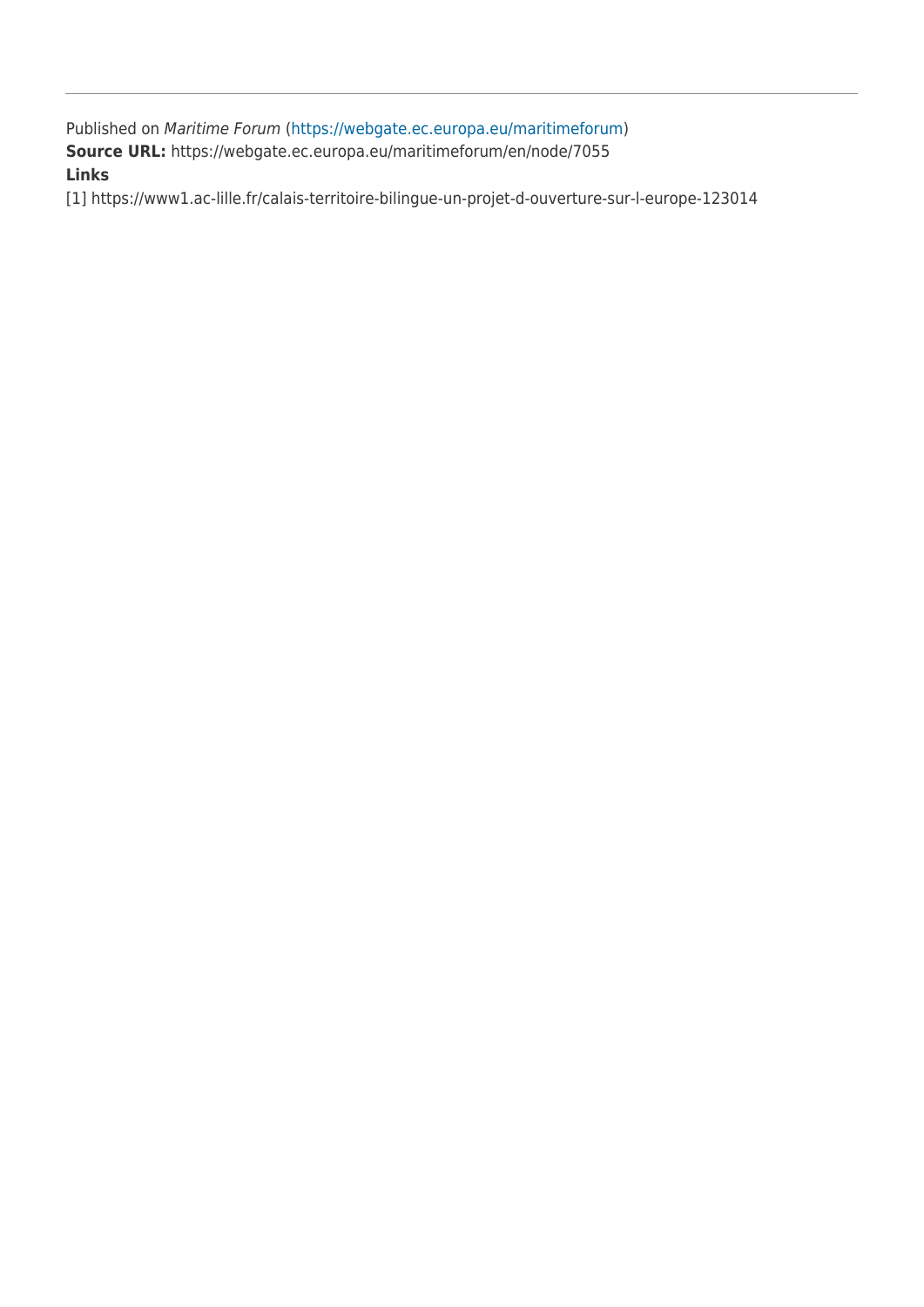Published on *Maritime Forum* (https://webgate.ec.europa.eu/maritimeforum)
**Source URL:** https://webgate.ec.europa.eu/maritimeforum/en/node/7055
**Links**
[1] https://www1.ac-lille.fr/calais-territoire-bilingue-un-projet-d-ouverture-sur-l-europe-123014